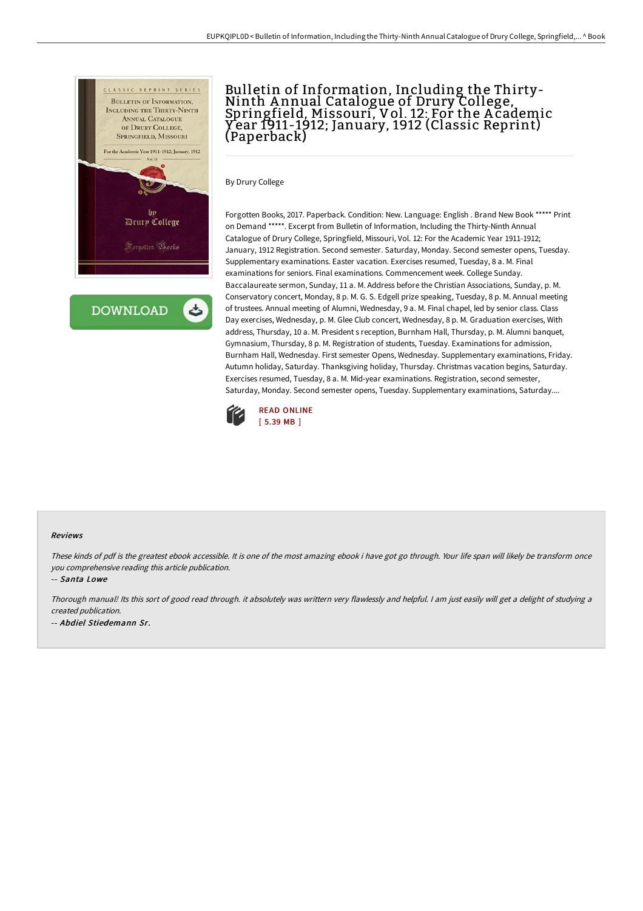# Bulletin of Information, Including the Thirty-Ninth Annual Catalogue of Drury College, Springfield, Missouri, Vol. 12: For the Academic Year 1911-1912; January, 1912 (Classic Reprint) (Paperback)

By Drury College

Forgotten Books, 2017. Paperback. Condition: New. Language: English . Brand New Book ***** Print on Demand *****. Excerpt from Bulletin of Information, Including the Thirty-Ninth Annual Catalogue of Drury College, Springfield, Missouri, Vol. 12: For the Academic Year 1911-1912; January, 1912 Registration. Second semester. Saturday, Monday. Second semester opens, Tuesday. Supplementary examinations. Easter vacation. Exercises resumed, Tuesday, 8 a. M. Final examinations for seniors. Final examinations. Commencement week. College Sunday. Baccalaureate sermon, Sunday, 11 a. M. Address before the Christian Associations, Sunday, p. M. Conservatory concert, Monday, 8 p. M. G. S. Edgell prize speaking, Tuesday, 8 p. M. Annual meeting of trustees. Annual meeting of Alumni, Wednesday, 9 a. M. Final chapel, led by senior class. Class Day exercises, Wednesday, p. M. Glee Club concert, Wednesday, 8 p. M. Graduation exercises, With address, Thursday, 10 a. M. President s reception, Burnham Hall, Thursday, p. M. Alumni banquet, Gymnasium, Thursday, 8 p. M. Registration of students, Tuesday. Examinations for admission, Burnham Hall, Wednesday. First semester Opens, Wednesday. Supplementary examinations, Friday. Autumn holiday, Saturday. Thanksgiving holiday, Thursday. Christmas vacation begins, Saturday. Exercises resumed, Tuesday, 8 a. M. Mid-year examinations. Registration, second semester, Saturday, Monday. Second semester opens, Tuesday. Supplementary examinations, Saturday....

READ ONLINE
[ 5.39 MB ]

### Reviews

*These kinds of pdf is the greatest ebook accessible. It is one of the most amazing ebook i have got go through. Your life span will likely be transform once you comprehensive reading this article publication.*

-- *Santa Lowe*

*Thorough manual! Its this sort of good read through. it absolutely was writtern very flawlessly and helpful. I am just easily will get a delight of studying a created publication.*

-- *Abdiel Stiedemann Sr.*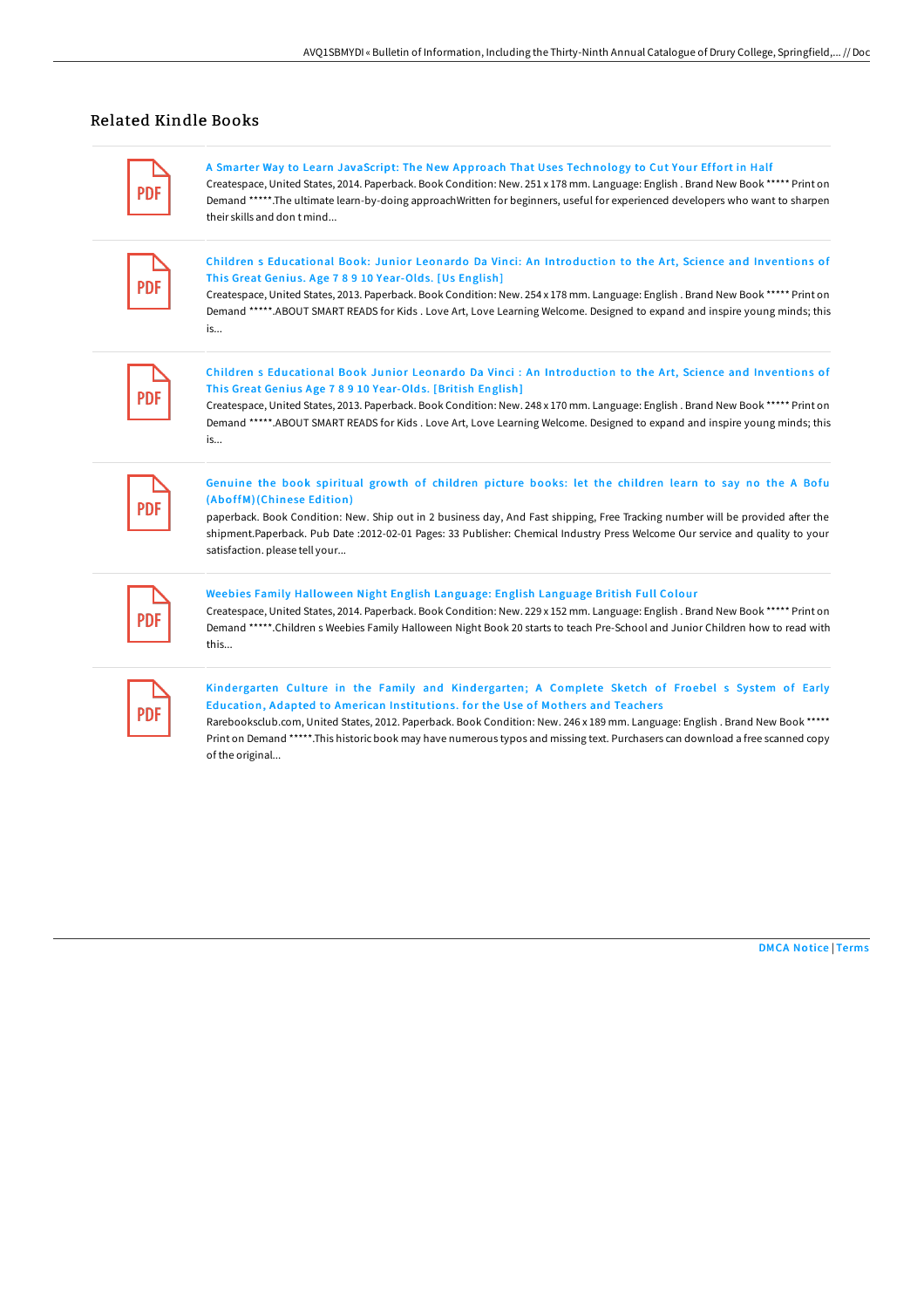## Related Kindle Books

**A Smarter Way to Learn JavaScript: The New Approach That Uses Technology to Cut Your Effort in Half**

Createspace, United States, 2014. Paperback. Book Condition: New. 251 x 178 mm. Language: English . Brand New Book ***** Print on Demand *****.The ultimate learn-by-doing approachWritten for beginners, useful for experienced developers who want to sharpen their skills and don t mind...

**Children s Educational Book: Junior Leonardo Da Vinci: An Introduction to the Art, Science and Inventions of This Great Genius. Age 7 8 9 10 Year-Olds. [Us English]**

Createspace, United States, 2013. Paperback. Book Condition: New. 254 x 178 mm. Language: English . Brand New Book ***** Print on Demand *****.ABOUT SMART READS for Kids . Love Art, Love Learning Welcome. Designed to expand and inspire young minds; this is...

**Children s Educational Book Junior Leonardo Da Vinci : An Introduction to the Art, Science and Inventions of This Great Genius Age 7 8 9 10 Year-Olds. [British English]**

Createspace, United States, 2013. Paperback. Book Condition: New. 248 x 170 mm. Language: English . Brand New Book ***** Print on Demand *****.ABOUT SMART READS for Kids . Love Art, Love Learning Welcome. Designed to expand and inspire young minds; this is...

**Genuine the book spiritual growth of children picture books: let the children learn to say no the A Bofu (AboffM)(Chinese Edition)**

paperback. Book Condition: New. Ship out in 2 business day, And Fast shipping, Free Tracking number will be provided after the shipment.Paperback. Pub Date :2012-02-01 Pages: 33 Publisher: Chemical Industry Press Welcome Our service and quality to your satisfaction. please tell your...

**Weebies Family Halloween Night English Language: English Language British Full Colour**

Createspace, United States, 2014. Paperback. Book Condition: New. 229 x 152 mm. Language: English . Brand New Book ***** Print on Demand *****.Children s Weebies Family Halloween Night Book 20 starts to teach Pre-School and Junior Children how to read with this...

**Kindergarten Culture in the Family and Kindergarten; A Complete Sketch of Froebel s System of Early Education, Adapted to American Institutions. for the Use of Mothers and Teachers**

Rarebooksclub.com, United States, 2012. Paperback. Book Condition: New. 246 x 189 mm. Language: English . Brand New Book ***** Print on Demand *****.This historic book may have numerous typos and missing text. Purchasers can download a free scanned copy of the original...